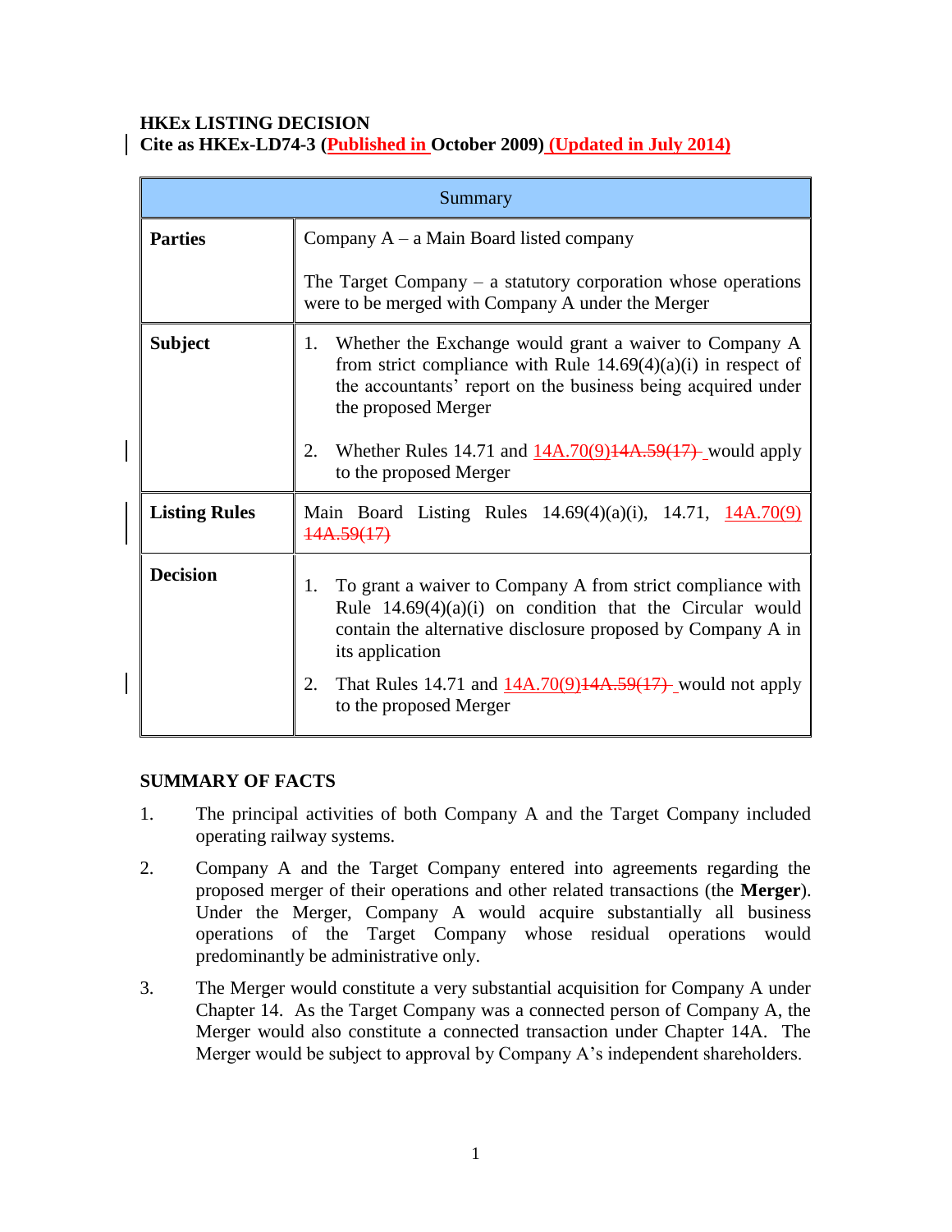**HKEx LISTING DECISION**
**Cite as HKEx-LD74-3 (Published in October 2009) (Updated in July 2014)**

| Summary | |
|---|---|
| **Parties** | Company A – a Main Board listed company<br><br>The Target Company – a statutory corporation whose operations were to be merged with Company A under the Merger |
| **Subject** | 1. Whether the Exchange would grant a waiver to Company A from strict compliance with Rule 14.69(4)(a)(i) in respect of the accountants' report on the business being acquired under the proposed Merger<br><br>2. Whether Rules 14.71 and 14A.70(9) ~~14A.59(17)~~ would apply to the proposed Merger |
| **Listing Rules** | Main Board Listing Rules 14.69(4)(a)(i), 14.71, 14A.70(9) ~~14A.59(17)~~ |
| **Decision** | 1. To grant a waiver to Company A from strict compliance with Rule 14.69(4)(a)(i) on condition that the Circular would contain the alternative disclosure proposed by Company A in its application<br><br>2. That Rules 14.71 and 14A.70(9) ~~14A.59(17)~~ would not apply to the proposed Merger |

**SUMMARY OF FACTS**

1. The principal activities of both Company A and the Target Company included operating railway systems.

2. Company A and the Target Company entered into agreements regarding the proposed merger of their operations and other related transactions (the **Merger**). Under the Merger, Company A would acquire substantially all business operations of the Target Company whose residual operations would predominantly be administrative only.

3. The Merger would constitute a very substantial acquisition for Company A under Chapter 14. As the Target Company was a connected person of Company A, the Merger would also constitute a connected transaction under Chapter 14A. The Merger would be subject to approval by Company A's independent shareholders.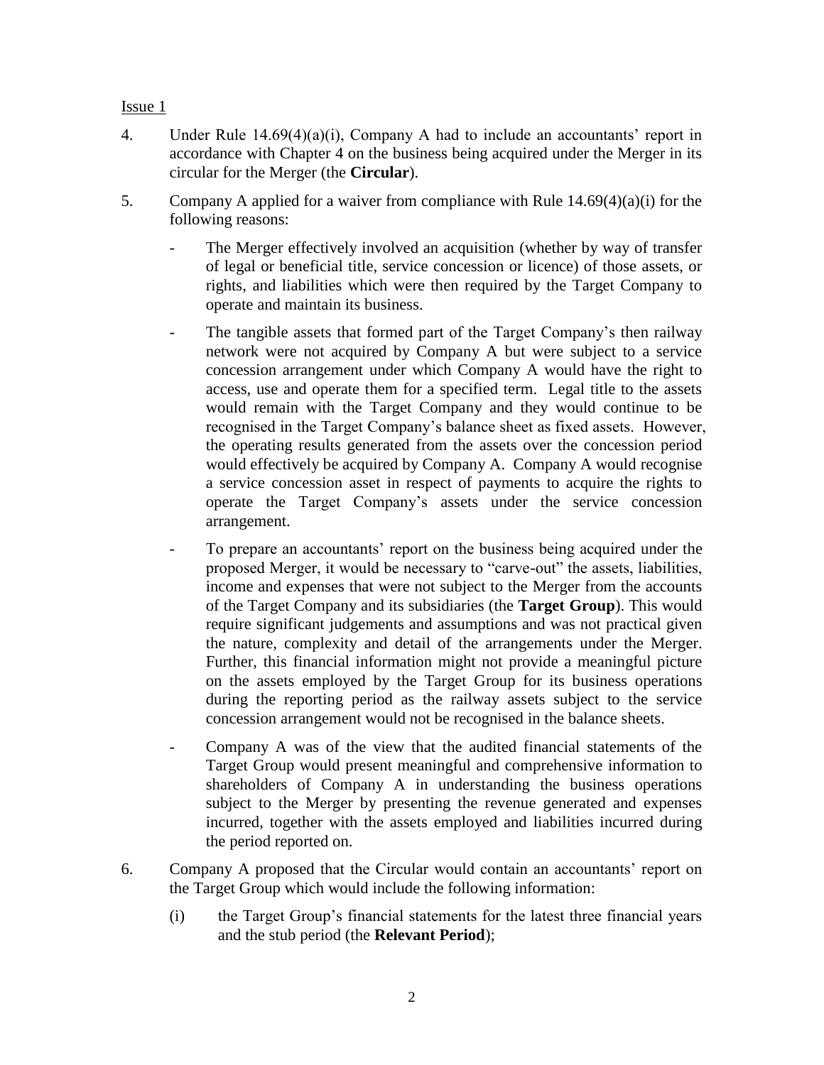Issue 1

4. Under Rule 14.69(4)(a)(i), Company A had to include an accountants' report in accordance with Chapter 4 on the business being acquired under the Merger in its circular for the Merger (the **Circular**).

5. Company A applied for a waiver from compliance with Rule 14.69(4)(a)(i) for the following reasons:

   - The Merger effectively involved an acquisition (whether by way of transfer of legal or beneficial title, service concession or licence) of those assets, or rights, and liabilities which were then required by the Target Company to operate and maintain its business.

   - The tangible assets that formed part of the Target Company's then railway network were not acquired by Company A but were subject to a service concession arrangement under which Company A would have the right to access, use and operate them for a specified term. Legal title to the assets would remain with the Target Company and they would continue to be recognised in the Target Company's balance sheet as fixed assets. However, the operating results generated from the assets over the concession period would effectively be acquired by Company A. Company A would recognise a service concession asset in respect of payments to acquire the rights to operate the Target Company's assets under the service concession arrangement.

   - To prepare an accountants' report on the business being acquired under the proposed Merger, it would be necessary to "carve-out" the assets, liabilities, income and expenses that were not subject to the Merger from the accounts of the Target Company and its subsidiaries (the **Target Group**). This would require significant judgements and assumptions and was not practical given the nature, complexity and detail of the arrangements under the Merger. Further, this financial information might not provide a meaningful picture on the assets employed by the Target Group for its business operations during the reporting period as the railway assets subject to the service concession arrangement would not be recognised in the balance sheets.

   - Company A was of the view that the audited financial statements of the Target Group would present meaningful and comprehensive information to shareholders of Company A in understanding the business operations subject to the Merger by presenting the revenue generated and expenses incurred, together with the assets employed and liabilities incurred during the period reported on.

6. Company A proposed that the Circular would contain an accountants' report on the Target Group which would include the following information:

   (i) the Target Group's financial statements for the latest three financial years and the stub period (the **Relevant Period**);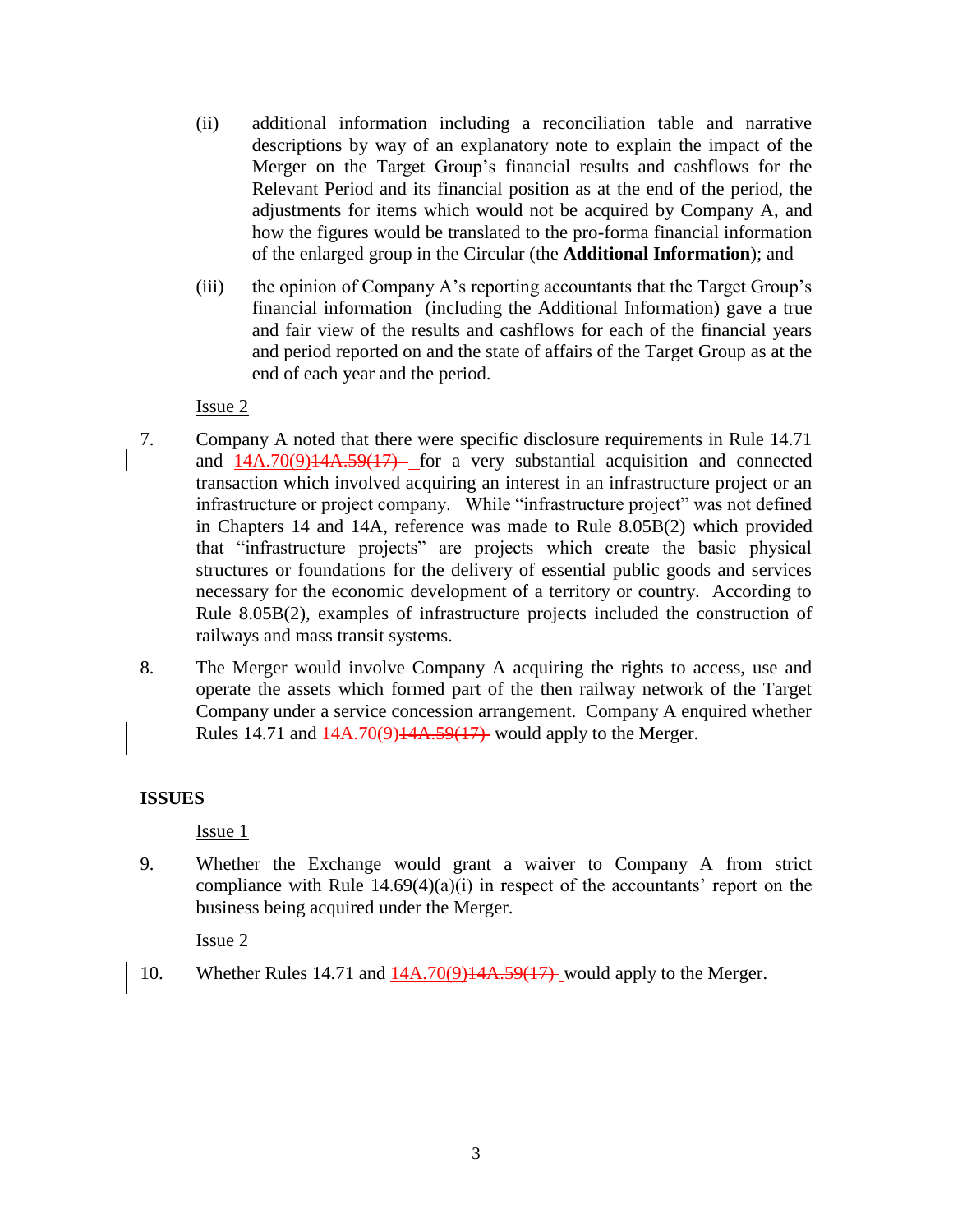(ii) additional information including a reconciliation table and narrative descriptions by way of an explanatory note to explain the impact of the Merger on the Target Group's financial results and cashflows for the Relevant Period and its financial position as at the end of the period, the adjustments for items which would not be acquired by Company A, and how the figures would be translated to the pro-forma financial information of the enlarged group in the Circular (the **Additional Information**); and

(iii) the opinion of Company A's reporting accountants that the Target Group's financial information (including the Additional Information) gave a true and fair view of the results and cashflows for each of the financial years and period reported on and the state of affairs of the Target Group as at the end of each year and the period.

Issue 2

7. Company A noted that there were specific disclosure requirements in Rule 14.71 and 14A.70(9)~~14A.59(17)~~ for a very substantial acquisition and connected transaction which involved acquiring an interest in an infrastructure project or an infrastructure or project company. While "infrastructure project" was not defined in Chapters 14 and 14A, reference was made to Rule 8.05B(2) which provided that "infrastructure projects" are projects which create the basic physical structures or foundations for the delivery of essential public goods and services necessary for the economic development of a territory or country. According to Rule 8.05B(2), examples of infrastructure projects included the construction of railways and mass transit systems.

8. The Merger would involve Company A acquiring the rights to access, use and operate the assets which formed part of the then railway network of the Target Company under a service concession arrangement. Company A enquired whether Rules 14.71 and 14A.70(9)~~14A.59(17)~~ would apply to the Merger.

## ISSUES

Issue 1

9. Whether the Exchange would grant a waiver to Company A from strict compliance with Rule 14.69(4)(a)(i) in respect of the accountants' report on the business being acquired under the Merger.

Issue 2

10. Whether Rules 14.71 and 14A.70(9)~~14A.59(17)~~ would apply to the Merger.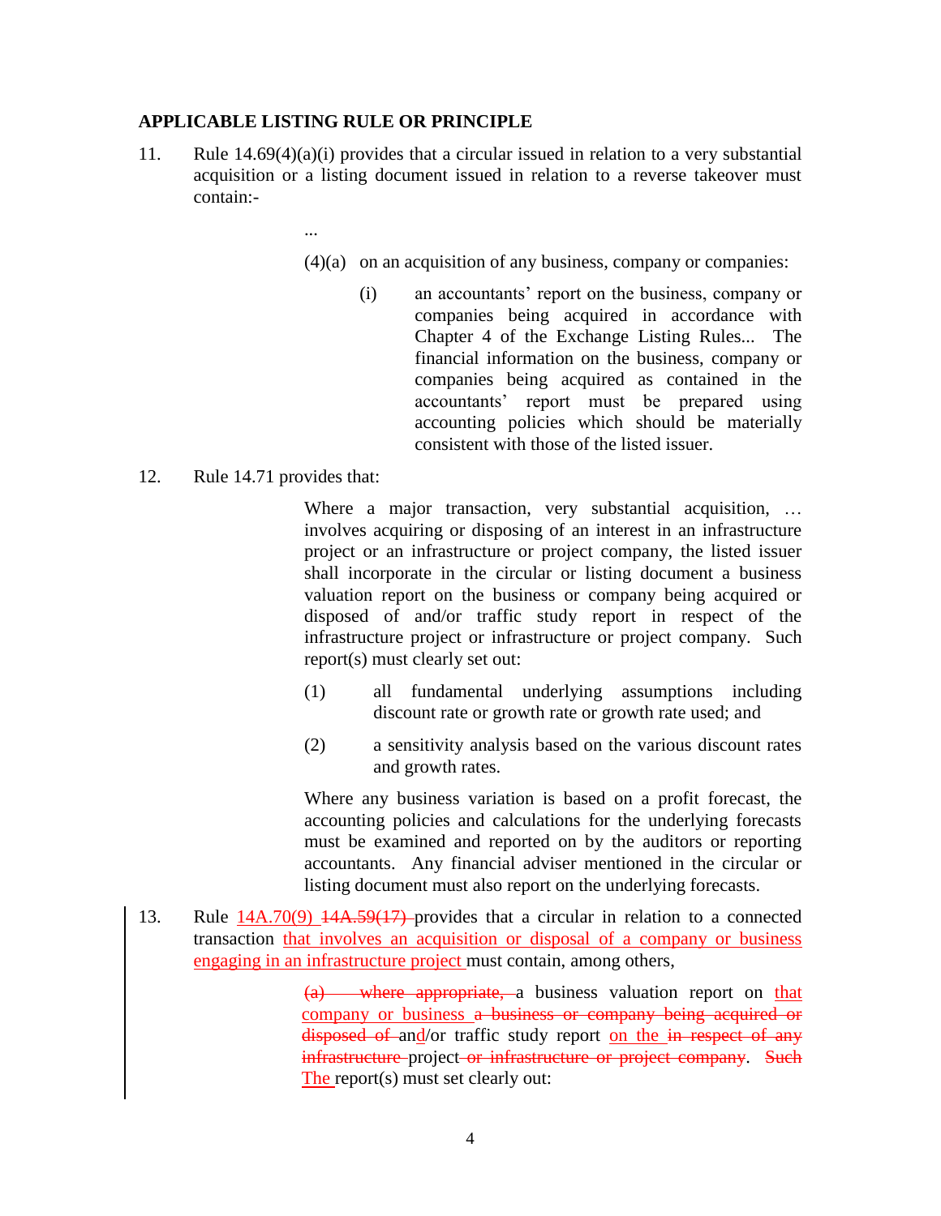**APPLICABLE LISTING RULE OR PRINCIPLE**

11. Rule 14.69(4)(a)(i) provides that a circular issued in relation to a very substantial acquisition or a listing document issued in relation to a reverse takeover must contain:-

> ...
>
> (4)(a) on an acquisition of any business, company or companies:
>
> > (i) an accountants' report on the business, company or companies being acquired in accordance with Chapter 4 of the Exchange Listing Rules... The financial information on the business, company or companies being acquired as contained in the accountants' report must be prepared using accounting policies which should be materially consistent with those of the listed issuer.

12. Rule 14.71 provides that:

> Where a major transaction, very substantial acquisition, … involves acquiring or disposing of an interest in an infrastructure project or an infrastructure or project company, the listed issuer shall incorporate in the circular or listing document a business valuation report on the business or company being acquired or disposed of and/or traffic study report in respect of the infrastructure project or infrastructure or project company. Such report(s) must clearly set out:
>
> (1) all fundamental underlying assumptions including discount rate or growth rate or growth rate used; and
>
> (2) a sensitivity analysis based on the various discount rates and growth rates.
>
> Where any business variation is based on a profit forecast, the accounting policies and calculations for the underlying forecasts must be examined and reported on by the auditors or reporting accountants. Any financial adviser mentioned in the circular or listing document must also report on the underlying forecasts.

13. Rule <u>14A.70(9)</u> ~~14A.59(17)~~ provides that a circular in relation to a connected transaction <u>that involves an acquisition or disposal of a company or business engaging in an infrastructure project</u> must contain, among others,

> ~~(a) where appropriate,~~ a business valuation report on <u>that company or business</u> ~~a business or company being acquired or disposed of~~ an<u>d</u>/or traffic study report <u>on the</u> ~~in respect of any infrastructure~~ project ~~or infrastructure or project company~~. ~~Such~~ <u>The</u> report(s) must set clearly out: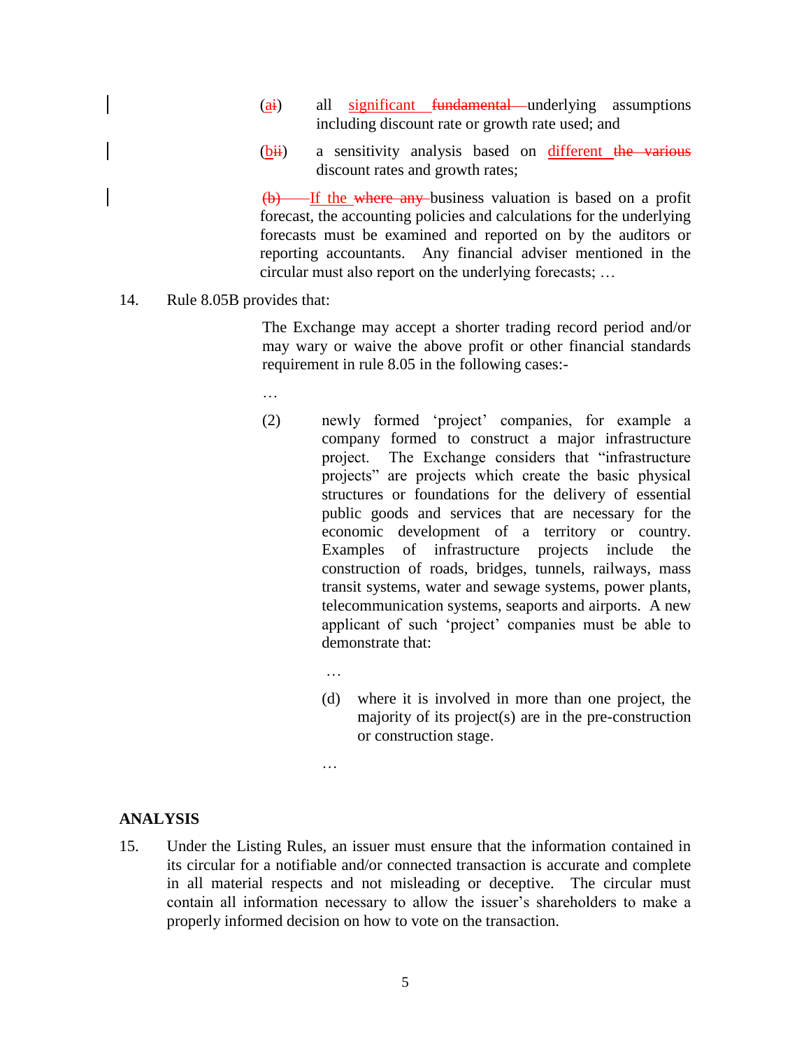(ai) all significant fundamental underlying assumptions including discount rate or growth rate used; and

(bii) a sensitivity analysis based on different the various discount rates and growth rates;

(b) If the where any business valuation is based on a profit forecast, the accounting policies and calculations for the underlying forecasts must be examined and reported on by the auditors or reporting accountants. Any financial adviser mentioned in the circular must also report on the underlying forecasts; …

14. Rule 8.05B provides that:

> The Exchange may accept a shorter trading record period and/or may wary or waive the above profit or other financial standards requirement in rule 8.05 in the following cases:-
>
> …
>
> (2) newly formed 'project' companies, for example a company formed to construct a major infrastructure project. The Exchange considers that "infrastructure projects" are projects which create the basic physical structures or foundations for the delivery of essential public goods and services that are necessary for the economic development of a territory or country. Examples of infrastructure projects include the construction of roads, bridges, tunnels, railways, mass transit systems, water and sewage systems, power plants, telecommunication systems, seaports and airports. A new applicant of such 'project' companies must be able to demonstrate that:
>
> …
>
> (d) where it is involved in more than one project, the majority of its project(s) are in the pre-construction or construction stage.
>
> …

## ANALYSIS

15. Under the Listing Rules, an issuer must ensure that the information contained in its circular for a notifiable and/or connected transaction is accurate and complete in all material respects and not misleading or deceptive. The circular must contain all information necessary to allow the issuer's shareholders to make a properly informed decision on how to vote on the transaction.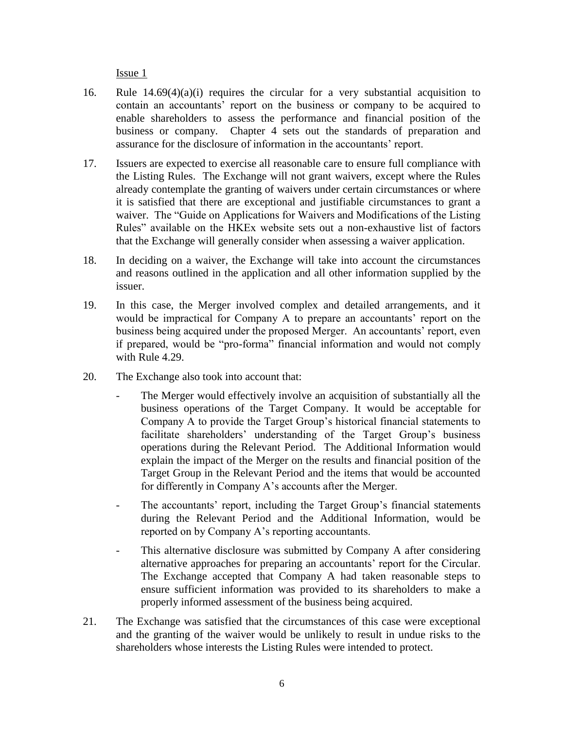Issue 1

16. Rule 14.69(4)(a)(i) requires the circular for a very substantial acquisition to contain an accountants' report on the business or company to be acquired to enable shareholders to assess the performance and financial position of the business or company. Chapter 4 sets out the standards of preparation and assurance for the disclosure of information in the accountants' report.

17. Issuers are expected to exercise all reasonable care to ensure full compliance with the Listing Rules. The Exchange will not grant waivers, except where the Rules already contemplate the granting of waivers under certain circumstances or where it is satisfied that there are exceptional and justifiable circumstances to grant a waiver. The "Guide on Applications for Waivers and Modifications of the Listing Rules" available on the HKEx website sets out a non-exhaustive list of factors that the Exchange will generally consider when assessing a waiver application.

18. In deciding on a waiver, the Exchange will take into account the circumstances and reasons outlined in the application and all other information supplied by the issuer.

19. In this case, the Merger involved complex and detailed arrangements, and it would be impractical for Company A to prepare an accountants' report on the business being acquired under the proposed Merger. An accountants' report, even if prepared, would be "pro-forma" financial information and would not comply with Rule 4.29.

20. The Exchange also took into account that:

    - The Merger would effectively involve an acquisition of substantially all the business operations of the Target Company. It would be acceptable for Company A to provide the Target Group's historical financial statements to facilitate shareholders' understanding of the Target Group's business operations during the Relevant Period. The Additional Information would explain the impact of the Merger on the results and financial position of the Target Group in the Relevant Period and the items that would be accounted for differently in Company A's accounts after the Merger.

    - The accountants' report, including the Target Group's financial statements during the Relevant Period and the Additional Information, would be reported on by Company A's reporting accountants.

    - This alternative disclosure was submitted by Company A after considering alternative approaches for preparing an accountants' report for the Circular. The Exchange accepted that Company A had taken reasonable steps to ensure sufficient information was provided to its shareholders to make a properly informed assessment of the business being acquired.

21. The Exchange was satisfied that the circumstances of this case were exceptional and the granting of the waiver would be unlikely to result in undue risks to the shareholders whose interests the Listing Rules were intended to protect.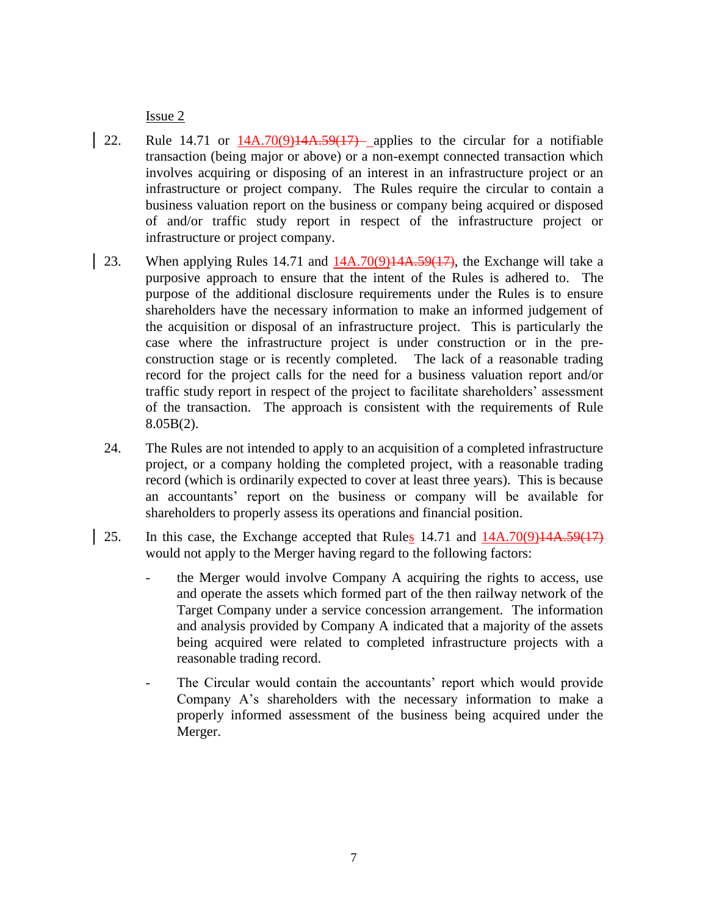Issue 2

22. Rule 14.71 or 14A.70(9)~~14A.59(17)~~ applies to the circular for a notifiable transaction (being major or above) or a non-exempt connected transaction which involves acquiring or disposing of an interest in an infrastructure project or an infrastructure or project company. The Rules require the circular to contain a business valuation report on the business or company being acquired or disposed of and/or traffic study report in respect of the infrastructure project or infrastructure or project company.

23. When applying Rules 14.71 and 14A.70(9)~~14A.59(17)~~, the Exchange will take a purposive approach to ensure that the intent of the Rules is adhered to. The purpose of the additional disclosure requirements under the Rules is to ensure shareholders have the necessary information to make an informed judgement of the acquisition or disposal of an infrastructure project. This is particularly the case where the infrastructure project is under construction or in the pre-construction stage or is recently completed. The lack of a reasonable trading record for the project calls for the need for a business valuation report and/or traffic study report in respect of the project to facilitate shareholders' assessment of the transaction. The approach is consistent with the requirements of Rule 8.05B(2).

24. The Rules are not intended to apply to an acquisition of a completed infrastructure project, or a company holding the completed project, with a reasonable trading record (which is ordinarily expected to cover at least three years). This is because an accountants' report on the business or company will be available for shareholders to properly assess its operations and financial position.

25. In this case, the Exchange accepted that Rules 14.71 and 14A.70(9)~~14A.59(17)~~ would not apply to the Merger having regard to the following factors:

   - the Merger would involve Company A acquiring the rights to access, use and operate the assets which formed part of the then railway network of the Target Company under a service concession arrangement. The information and analysis provided by Company A indicated that a majority of the assets being acquired were related to completed infrastructure projects with a reasonable trading record.

   - The Circular would contain the accountants' report which would provide Company A's shareholders with the necessary information to make a properly informed assessment of the business being acquired under the Merger.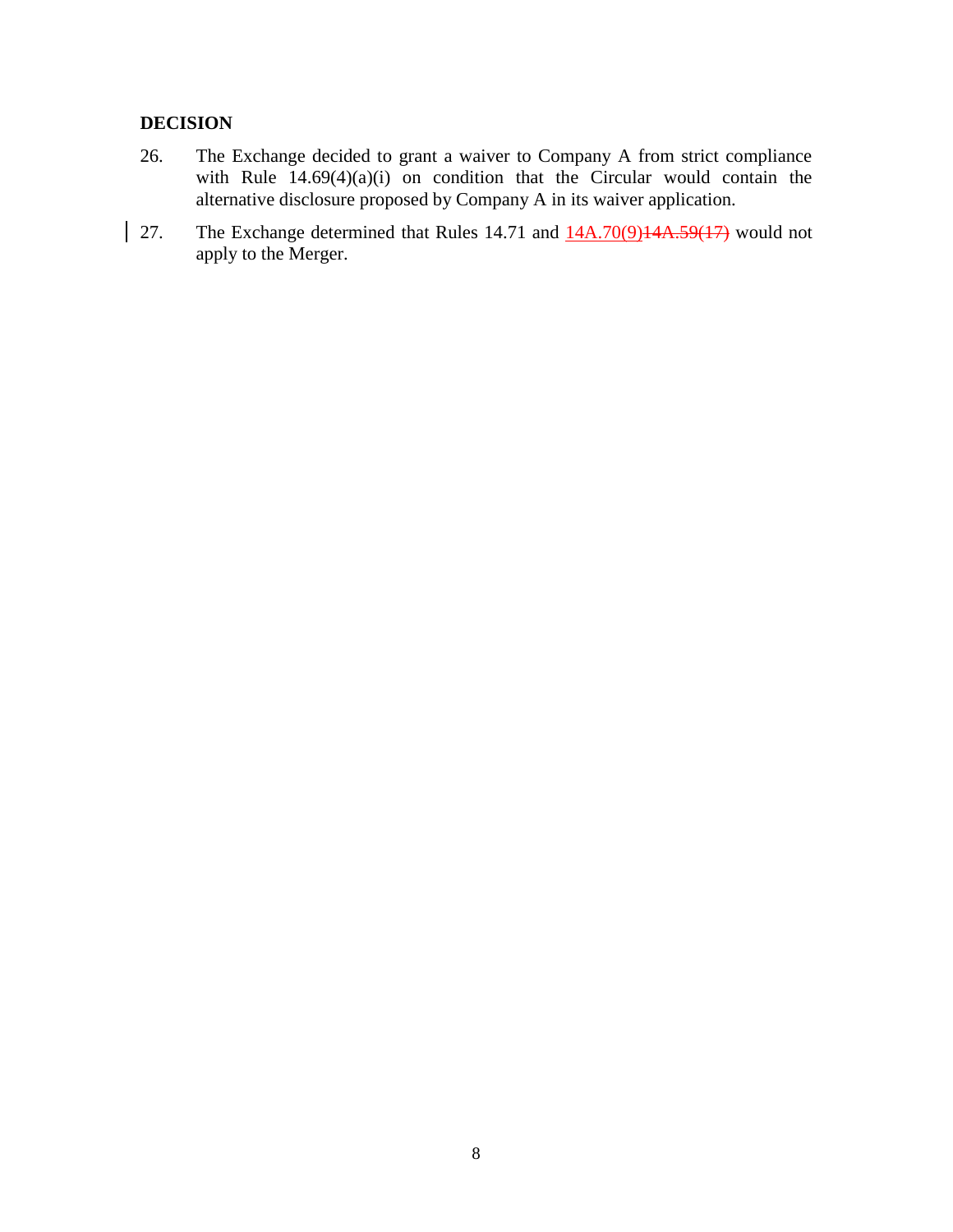**DECISION**

26. The Exchange decided to grant a waiver to Company A from strict compliance with Rule 14.69(4)(a)(i) on condition that the Circular would contain the alternative disclosure proposed by Company A in its waiver application.

27. The Exchange determined that Rules 14.71 and 14A.70(9)~~14A.59(17)~~ would not apply to the Merger.